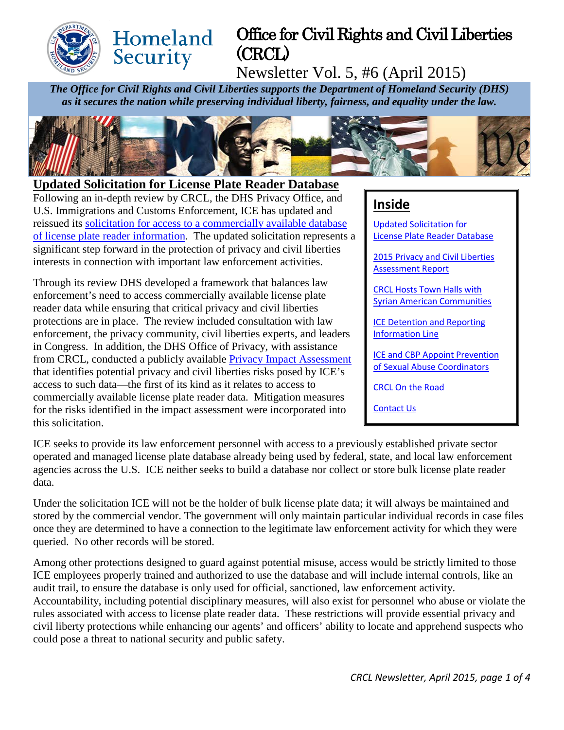# Office for Civil Rights and Civil Liberties (CRCL)

Newsletter Vol. 5, #6 (April 2015)

***The Office for Civil Rights and Civil Liberties supports the Department of Homeland Security (DHS) as it secures the nation while preserving individual liberty, fairness, and equality under the law.***

## Updated Solicitation for License Plate Reader Database

Following an in-depth review by CRCL, the DHS Privacy Office, and U.S. Immigrations and Customs Enforcement, ICE has updated and reissued its solicitation for access to a commercially available database of license plate reader information. The updated solicitation represents a significant step forward in the protection of privacy and civil liberties interests in connection with important law enforcement activities.

Through its review DHS developed a framework that balances law enforcement's need to access commercially available license plate reader data while ensuring that critical privacy and civil liberties protections are in place. The review included consultation with law enforcement, the privacy community, civil liberties experts, and leaders in Congress. In addition, the DHS Office of Privacy, with assistance from CRCL, conducted a publicly available Privacy Impact Assessment that identifies potential privacy and civil liberties risks posed by ICE's access to such data—the first of its kind as it relates to access to commercially available license plate reader data. Mitigation measures for the risks identified in the impact assessment were incorporated into this solicitation.

**Inside**

- Updated Solicitation for License Plate Reader Database
- 2015 Privacy and Civil Liberties Assessment Report
- CRCL Hosts Town Halls with Syrian American Communities
- ICE Detention and Reporting Information Line
- ICE and CBP Appoint Prevention of Sexual Abuse Coordinators
- CRCL On the Road
- Contact Us

ICE seeks to provide its law enforcement personnel with access to a previously established private sector operated and managed license plate database already being used by federal, state, and local law enforcement agencies across the U.S. ICE neither seeks to build a database nor collect or store bulk license plate reader data.

Under the solicitation ICE will not be the holder of bulk license plate data; it will always be maintained and stored by the commercial vendor. The government will only maintain particular individual records in case files once they are determined to have a connection to the legitimate law enforcement activity for which they were queried. No other records will be stored.

Among other protections designed to guard against potential misuse, access would be strictly limited to those ICE employees properly trained and authorized to use the database and will include internal controls, like an audit trail, to ensure the database is only used for official, sanctioned, law enforcement activity. Accountability, including potential disciplinary measures, will also exist for personnel who abuse or violate the rules associated with access to license plate reader data. These restrictions will provide essential privacy and civil liberty protections while enhancing our agents' and officers' ability to locate and apprehend suspects who could pose a threat to national security and public safety.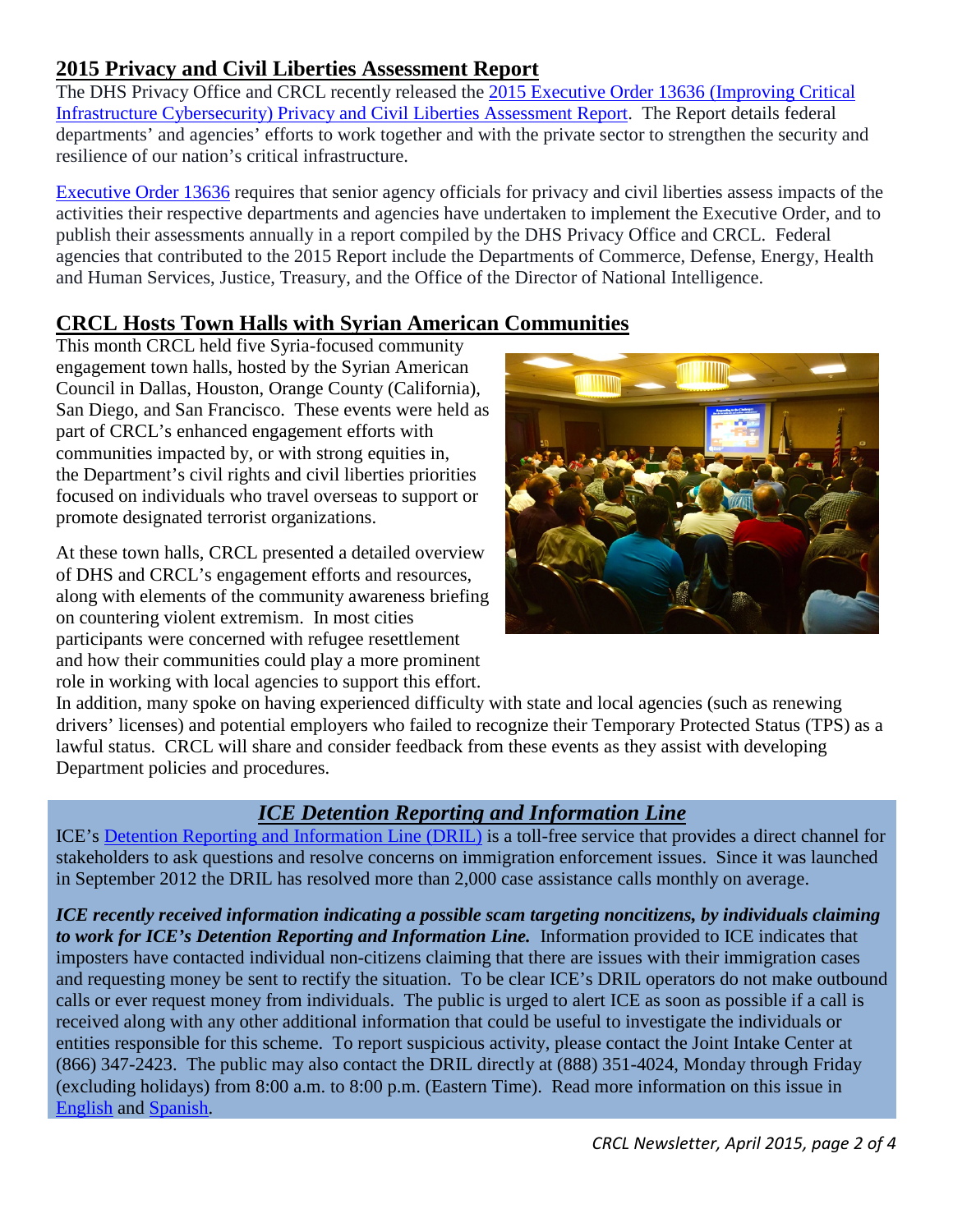## 2015 Privacy and Civil Liberties Assessment Report

The DHS Privacy Office and CRCL recently released the 2015 Executive Order 13636 (Improving Critical Infrastructure Cybersecurity) Privacy and Civil Liberties Assessment Report. The Report details federal departments' and agencies' efforts to work together and with the private sector to strengthen the security and resilience of our nation's critical infrastructure.

Executive Order 13636 requires that senior agency officials for privacy and civil liberties assess impacts of the activities their respective departments and agencies have undertaken to implement the Executive Order, and to publish their assessments annually in a report compiled by the DHS Privacy Office and CRCL. Federal agencies that contributed to the 2015 Report include the Departments of Commerce, Defense, Energy, Health and Human Services, Justice, Treasury, and the Office of the Director of National Intelligence.

## CRCL Hosts Town Halls with Syrian American Communities

This month CRCL held five Syria-focused community engagement town halls, hosted by the Syrian American Council in Dallas, Houston, Orange County (California), San Diego, and San Francisco. These events were held as part of CRCL's enhanced engagement efforts with communities impacted by, or with strong equities in, the Department's civil rights and civil liberties priorities focused on individuals who travel overseas to support or promote designated terrorist organizations.

At these town halls, CRCL presented a detailed overview of DHS and CRCL's engagement efforts and resources, along with elements of the community awareness briefing on countering violent extremism. In most cities participants were concerned with refugee resettlement and how their communities could play a more prominent role in working with local agencies to support this effort. In addition, many spoke on having experienced difficulty with state and local agencies (such as renewing drivers' licenses) and potential employers who failed to recognize their Temporary Protected Status (TPS) as a lawful status. CRCL will share and consider feedback from these events as they assist with developing Department policies and procedures.

## *ICE Detention Reporting and Information Line*

ICE's Detention Reporting and Information Line (DRIL) is a toll-free service that provides a direct channel for stakeholders to ask questions and resolve concerns on immigration enforcement issues. Since it was launched in September 2012 the DRIL has resolved more than 2,000 case assistance calls monthly on average.

***ICE recently received information indicating a possible scam targeting noncitizens, by individuals claiming to work for ICE's Detention Reporting and Information Line.*** Information provided to ICE indicates that imposters have contacted individual non-citizens claiming that there are issues with their immigration cases and requesting money be sent to rectify the situation. To be clear ICE's DRIL operators do not make outbound calls or ever request money from individuals. The public is urged to alert ICE as soon as possible if a call is received along with any other additional information that could be useful to investigate the individuals or entities responsible for this scheme. To report suspicious activity, please contact the Joint Intake Center at (866) 347-2423. The public may also contact the DRIL directly at (888) 351-4024, Monday through Friday (excluding holidays) from 8:00 a.m. to 8:00 p.m. (Eastern Time). Read more information on this issue in English and Spanish.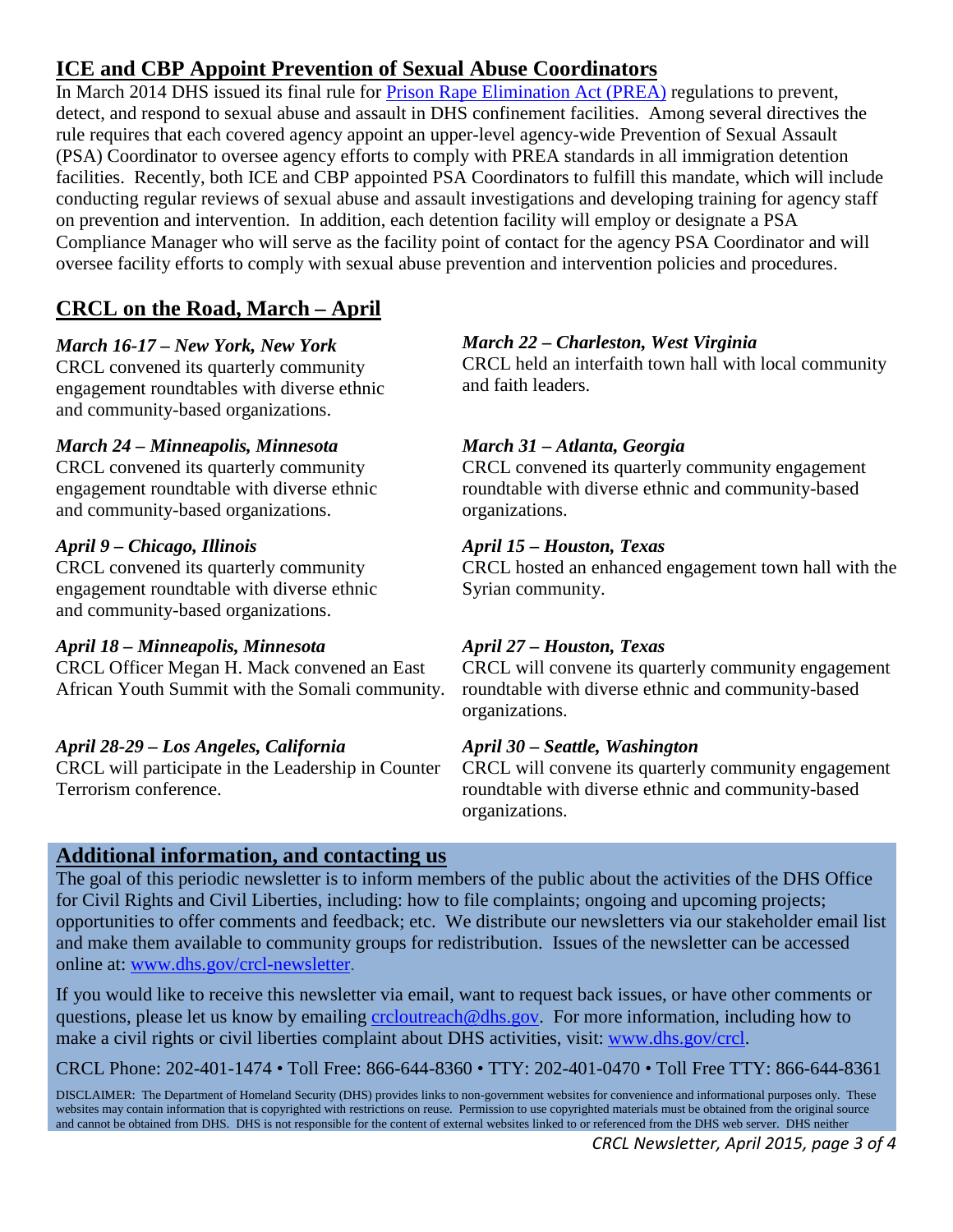## ICE and CBP Appoint Prevention of Sexual Abuse Coordinators

In March 2014 DHS issued its final rule for [Prison Rape Elimination Act (PREA)](#) regulations to prevent, detect, and respond to sexual abuse and assault in DHS confinement facilities. Among several directives the rule requires that each covered agency appoint an upper-level agency-wide Prevention of Sexual Assault (PSA) Coordinator to oversee agency efforts to comply with PREA standards in all immigration detention facilities. Recently, both ICE and CBP appointed PSA Coordinators to fulfill this mandate, which will include conducting regular reviews of sexual abuse and assault investigations and developing training for agency staff on prevention and intervention. In addition, each detention facility will employ or designate a PSA Compliance Manager who will serve as the facility point of contact for the agency PSA Coordinator and will oversee facility efforts to comply with sexual abuse prevention and intervention policies and procedures.

## CRCL on the Road, March – April

***March 16-17 – New York, New York***
CRCL convened its quarterly community engagement roundtables with diverse ethnic and community-based organizations.

***March 22 – Charleston, West Virginia***
CRCL held an interfaith town hall with local community and faith leaders.

***March 24 – Minneapolis, Minnesota***
CRCL convened its quarterly community engagement roundtable with diverse ethnic and community-based organizations.

***March 31 – Atlanta, Georgia***
CRCL convened its quarterly community engagement roundtable with diverse ethnic and community-based organizations.

***April 9 – Chicago, Illinois***
CRCL convened its quarterly community engagement roundtable with diverse ethnic and community-based organizations.

***April 15 – Houston, Texas***
CRCL hosted an enhanced engagement town hall with the Syrian community.

***April 18 – Minneapolis, Minnesota***
CRCL Officer Megan H. Mack convened an East African Youth Summit with the Somali community.

***April 27 – Houston, Texas***
CRCL will convene its quarterly community engagement roundtable with diverse ethnic and community-based organizations.

***April 28-29 – Los Angeles, California***
CRCL will participate in the Leadership in Counter Terrorism conference.

***April 30 – Seattle, Washington***
CRCL will convene its quarterly community engagement roundtable with diverse ethnic and community-based organizations.

## Additional information, and contacting us

The goal of this periodic newsletter is to inform members of the public about the activities of the DHS Office for Civil Rights and Civil Liberties, including: how to file complaints; ongoing and upcoming projects; opportunities to offer comments and feedback; etc. We distribute our newsletters via our stakeholder email list and make them available to community groups for redistribution. Issues of the newsletter can be accessed online at: [www.dhs.gov/crcl-newsletter](http://www.dhs.gov/crcl-newsletter).

If you would like to receive this newsletter via email, want to request back issues, or have other comments or questions, please let us know by emailing [crcloutreach@dhs.gov](mailto:crcloutreach@dhs.gov). For more information, including how to make a civil rights or civil liberties complaint about DHS activities, visit: [www.dhs.gov/crcl](http://www.dhs.gov/crcl).

CRCL Phone: 202-401-1474 • Toll Free: 866-644-8360 • TTY: 202-401-0470 • Toll Free TTY: 866-644-8361

DISCLAIMER: The Department of Homeland Security (DHS) provides links to non-government websites for convenience and informational purposes only. These websites may contain information that is copyrighted with restrictions on reuse. Permission to use copyrighted materials must be obtained from the original source and cannot be obtained from DHS. DHS is not responsible for the content of external websites linked to or referenced from the DHS web server. DHS neither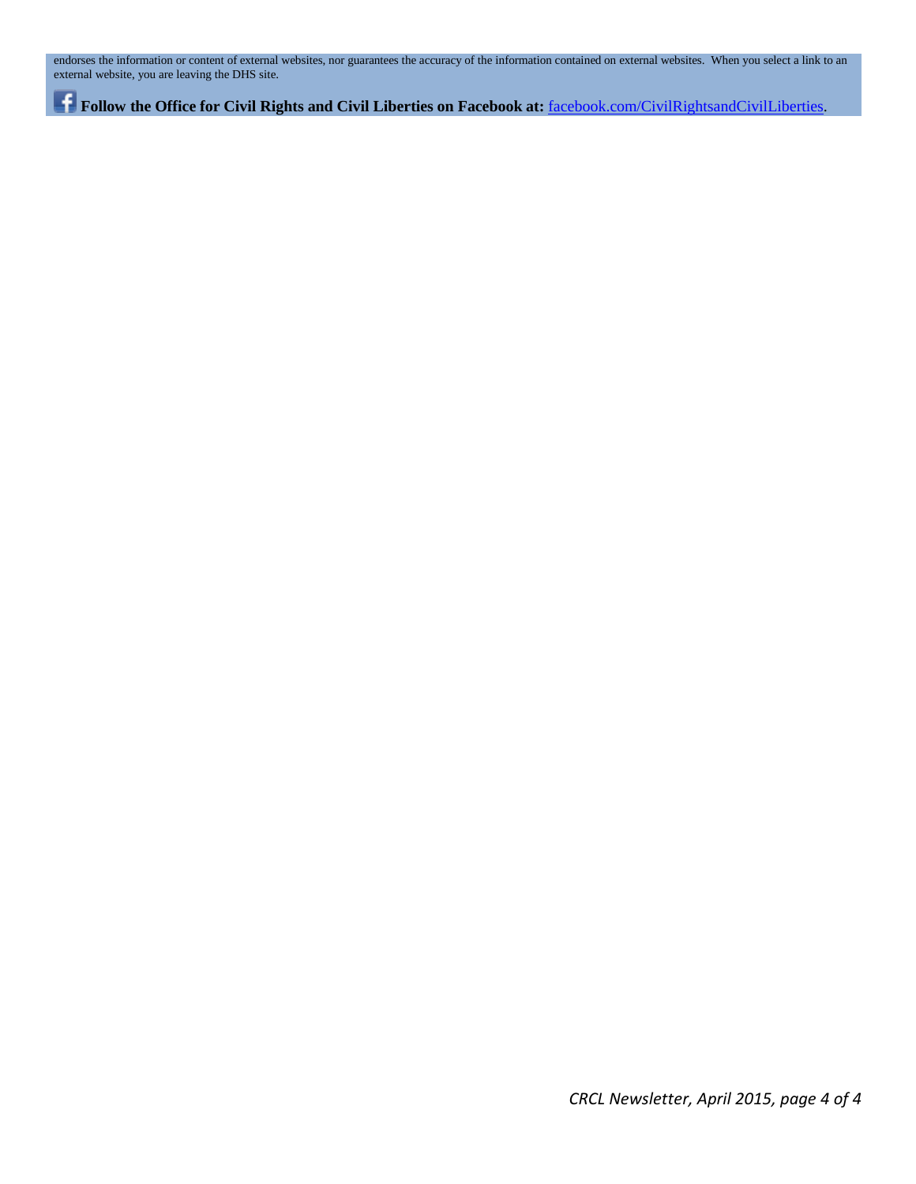endorses the information or content of external websites, nor guarantees the accuracy of the information contained on external websites. When you select a link to an external website, you are leaving the DHS site.

**Follow the Office for Civil Rights and Civil Liberties on Facebook at:** facebook.com/CivilRightsandCivilLiberties.